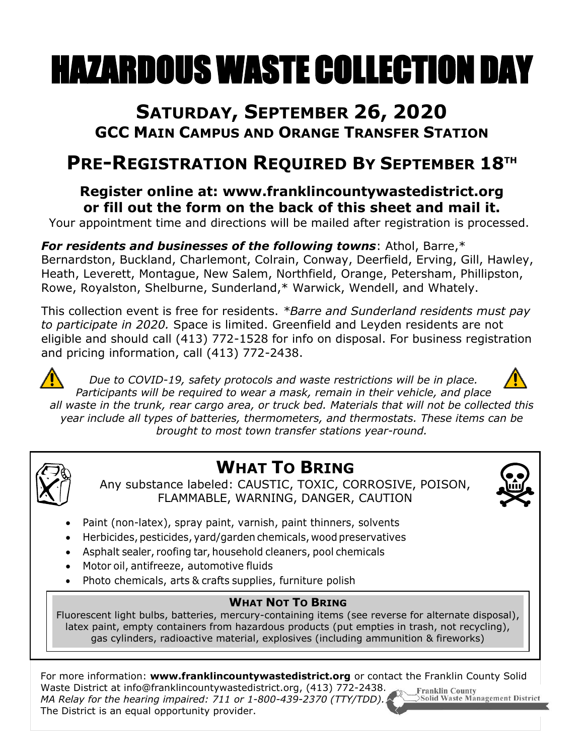# HAZARDOUS WASTE COLLECTION DAY

## SATURDAY, SEPTEMBER 26, 2020

### GCC MAIN CAMPUS AND ORANGE TRANSFER STATION

## PRE-REGISTRATION REQUIRED BY SEPTEMBER 18TH

**Register online at: www.franklincountywastedistrict.org or fill out the form on the back of this sheet and mail it.**

Your appointment time and directions will be mailed after registration is processed.

***For residents and businesses of the following towns***: Athol, Barre,* Bernardston, Buckland, Charlemont, Colrain, Conway, Deerfield, Erving, Gill, Hawley, Heath, Leverett, Montague, New Salem, Northfield, Orange, Petersham, Phillipston, Rowe, Royalston, Shelburne, Sunderland,* Warwick, Wendell, and Whately.

This collection event is free for residents. **Barre and Sunderland residents must pay to participate in 2020.* Space is limited. Greenfield and Leyden residents are not eligible and should call (413) 772-1528 for info on disposal. For business registration and pricing information, call (413) 772-2438.

*Due to COVID-19, safety protocols and waste restrictions will be in place. Participants will be required to wear a mask, remain in their vehicle, and place all waste in the trunk, rear cargo area, or truck bed. Materials that will not be collected this year include all types of batteries, thermometers, and thermostats. These items can be brought to most town transfer stations year-round.*

## WHAT TO BRING

Any substance labeled: CAUSTIC, TOXIC, CORROSIVE, POISON, FLAMMABLE, WARNING, DANGER, CAUTION

- Paint (non-latex), spray paint, varnish, paint thinners, solvents
- Herbicides, pesticides, yard/garden chemicals, wood preservatives
- Asphalt sealer, roofing tar, household cleaners, pool chemicals
- Motor oil, antifreeze, automotive fluids
- Photo chemicals, arts & crafts supplies, furniture polish

### WHAT NOT TO BRING

Fluorescent light bulbs, batteries, mercury-containing items (see reverse for alternate disposal), latex paint, empty containers from hazardous products (put empties in trash, not recycling), gas cylinders, radioactive material, explosives (including ammunition & fireworks)

For more information: **www.franklincountywastedistrict.org** or contact the Franklin County Solid Waste District at info@franklincountywastedistrict.org, (413) 772-2438.
*MA Relay for the hearing impaired: 711 or 1-800-439-2370 (TTY/TDD).*
The District is an equal opportunity provider.

Franklin County Solid Waste Management District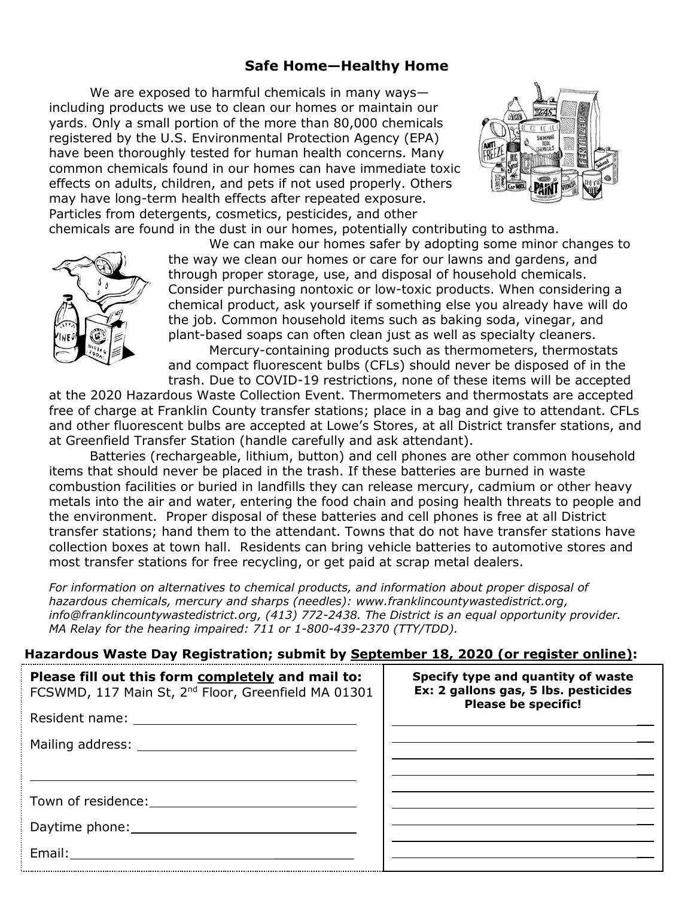## Safe Home—Healthy Home

We are exposed to harmful chemicals in many ways—including products we use to clean our homes or maintain our yards. Only a small portion of the more than 80,000 chemicals registered by the U.S. Environmental Protection Agency (EPA) have been thoroughly tested for human health concerns. Many common chemicals found in our homes can have immediate toxic effects on adults, children, and pets if not used properly. Others may have long-term health effects after repeated exposure. Particles from detergents, cosmetics, pesticides, and other chemicals are found in the dust in our homes, potentially contributing to asthma.

We can make our homes safer by adopting some minor changes to the way we clean our homes or care for our lawns and gardens, and through proper storage, use, and disposal of household chemicals. Consider purchasing nontoxic or low-toxic products. When considering a chemical product, ask yourself if something else you already have will do the job. Common household items such as baking soda, vinegar, and plant-based soaps can often clean just as well as specialty cleaners.

Mercury-containing products such as thermometers, thermostats and compact fluorescent bulbs (CFLs) should never be disposed of in the trash. Due to COVID-19 restrictions, none of these items will be accepted at the 2020 Hazardous Waste Collection Event. Thermometers and thermostats are accepted free of charge at Franklin County transfer stations; place in a bag and give to attendant. CFLs and other fluorescent bulbs are accepted at Lowe's Stores, at all District transfer stations, and at Greenfield Transfer Station (handle carefully and ask attendant).

Batteries (rechargeable, lithium, button) and cell phones are other common household items that should never be placed in the trash. If these batteries are burned in waste combustion facilities or buried in landfills they can release mercury, cadmium or other heavy metals into the air and water, entering the food chain and posing health threats to people and the environment. Proper disposal of these batteries and cell phones is free at all District transfer stations; hand them to the attendant. Towns that do not have transfer stations have collection boxes at town hall. Residents can bring vehicle batteries to automotive stores and most transfer stations for free recycling, or get paid at scrap metal dealers.

*For information on alternatives to chemical products, and information about proper disposal of hazardous chemicals, mercury and sharps (needles): www.franklincountywastedistrict.org, info@franklincountywastedistrict.org, (413) 772-2438. The District is an equal opportunity provider. MA Relay for the hearing impaired: 711 or 1-800-439-2370 (TTY/TDD).*

### Hazardous Waste Day Registration; submit by September 18, 2020 (or register online):

**Please fill out this form completely and mail to:**
FCSWMD, 117 Main St, 2nd Floor, Greenfield MA 01301

Resident name: ______________________________

Mailing address: ______________________________

______________________________

Town of residence: ______________________________

Daytime phone: ______________________________

Email: ______________________________

**Specify type and quantity of waste**
**Ex: 2 gallons gas, 5 lbs. pesticides**
**Please be specific!**

______________________________

______________________________

______________________________

______________________________

______________________________

______________________________

______________________________

______________________________

______________________________